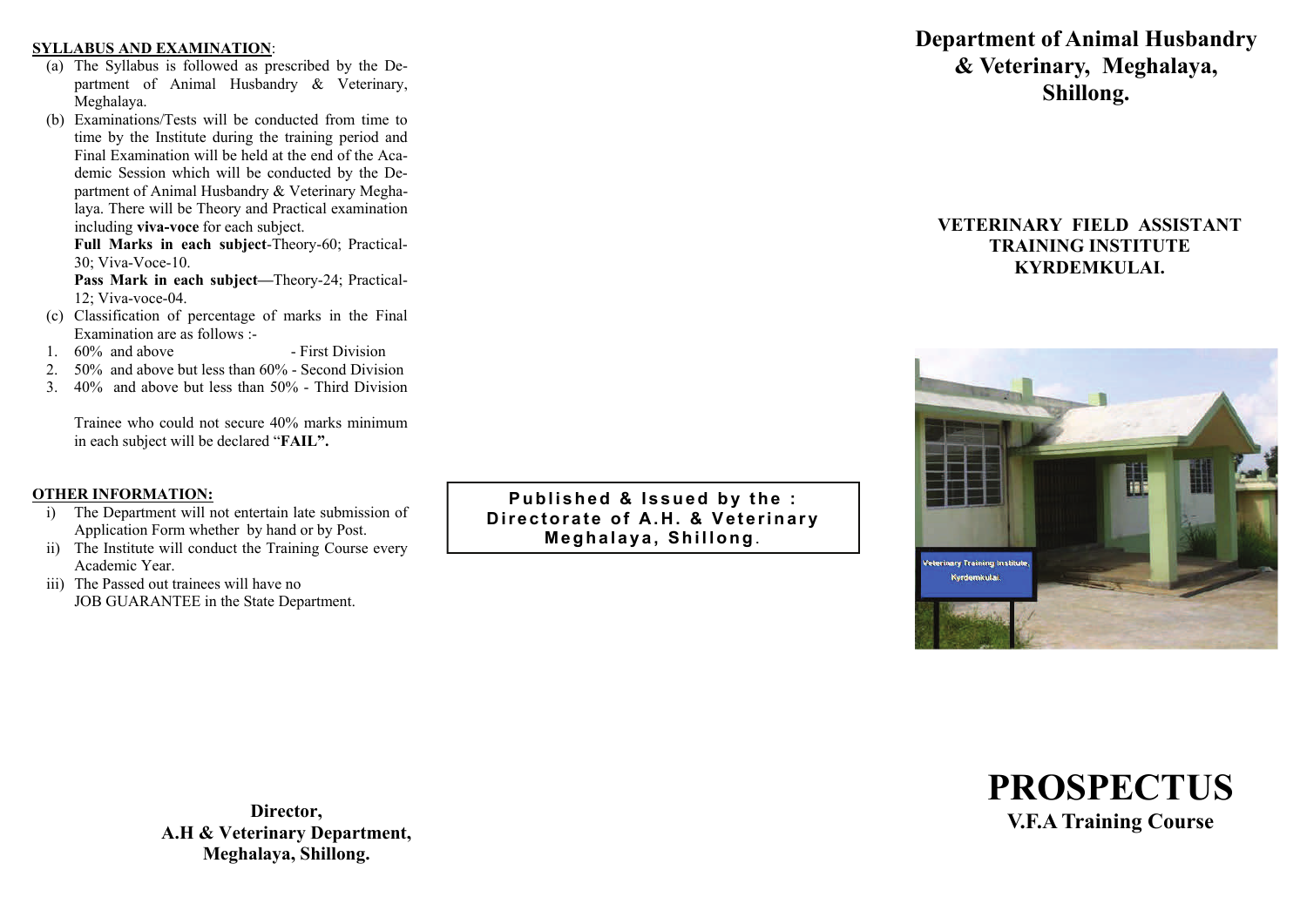## SYLLABUS AND EXAMINATION:

(a) The Syllabus is followed as prescribed by the Department of Animal Husbandry & Veterinary, Meghalaya.

(b) Examinations/Tests will be conducted from time to time by the Institute during the training period and Final Examination will be held at the end of the Academic Session which will be conducted by the Department of Animal Husbandry & Veterinary Meghalaya. There will be Theory and Practical examination including **viva-voce** for each subject.

**Full Marks in each subject**-Theory-60; Practical-30; Viva-Voce-10.

**Pass Mark in each subject—**Theory-24; Practical-12; Viva-voce-04.

(c) Classification of percentage of marks in the Final Examination are as follows :-

1. 60% and above - First Division
2. 50% and above but less than 60% - Second Division
3. 40% and above but less than 50% - Third Division

Trainee who could not secure 40% marks minimum in each subject will be declared "**FAIL".**

## OTHER INFORMATION:

i) The Department will not entertain late submission of Application Form whether by hand or by Post.

ii) The Institute will conduct the Training Course every Academic Year.

iii) The Passed out trainees will have no JOB GUARANTEE in the State Department.

**Director,**
**A.H & Veterinary Department,**
**Meghalaya, Shillong.**

**Published & Issued by the :**
**Directorate of A.H. & Veterinary**
**Meghalaya, Shillong.**

# Department of Animal Husbandry & Veterinary, Meghalaya, Shillong.

## VETERINARY FIELD ASSISTANT TRAINING INSTITUTE KYRDEMKULAI.

# PROSPECTUS

## V.F.A Training Course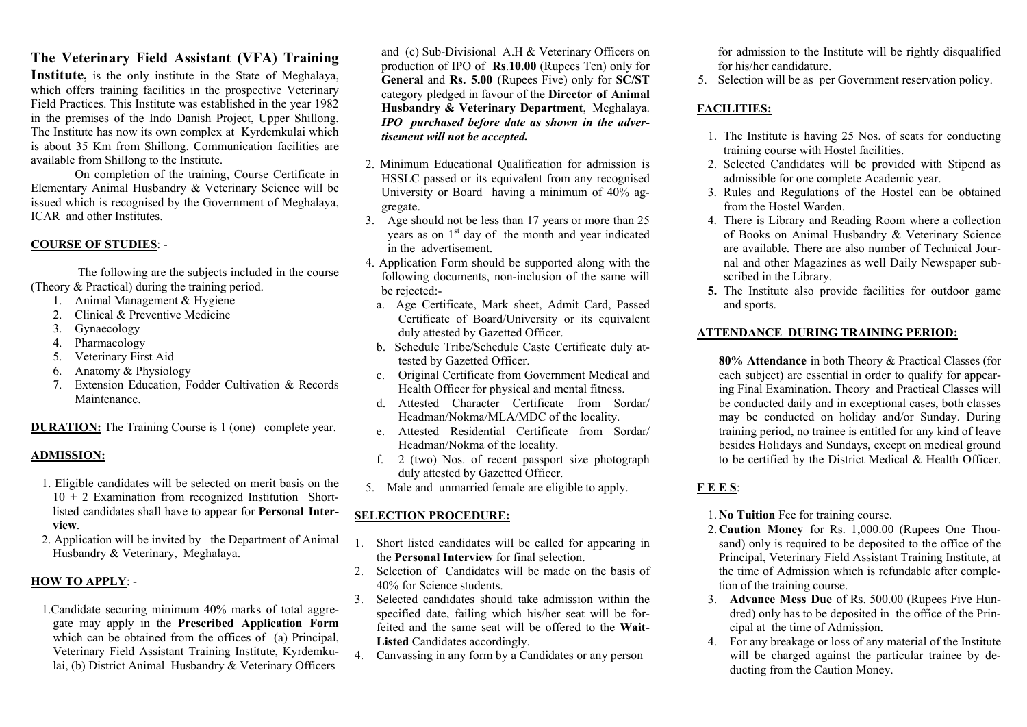## The Veterinary Field Assistant (VFA) Training Institute,

is the only institute in the State of Meghalaya, which offers training facilities in the prospective Veterinary Field Practices. This Institute was established in the year 1982 in the premises of the Indo Danish Project, Upper Shillong. The Institute has now its own complex at Kyrdemkulai which is about 35 Km from Shillong. Communication facilities are available from Shillong to the Institute.

On completion of the training, Course Certificate in Elementary Animal Husbandry & Veterinary Science will be issued which is recognised by the Government of Meghalaya, ICAR and other Institutes.

### COURSE OF STUDIES: -

The following are the subjects included in the course (Theory & Practical) during the training period.

1. Animal Management & Hygiene
2. Clinical & Preventive Medicine
3. Gynaecology
4. Pharmacology
5. Veterinary First Aid
6. Anatomy & Physiology
7. Extension Education, Fodder Cultivation & Records Maintenance.

**DURATION:** The Training Course is 1 (one) complete year.

### ADMISSION:

1. Eligible candidates will be selected on merit basis on the 10 + 2 Examination from recognized Institution Shortlisted candidates shall have to appear for **Personal Interview**.
2. Application will be invited by the Department of Animal Husbandry & Veterinary, Meghalaya.

### HOW TO APPLY: -

1. Candidate securing minimum 40% marks of total aggregate may apply in the **Prescribed Application Form** which can be obtained from the offices of (a) Principal, Veterinary Field Assistant Training Institute, Kyrdemkulai, (b) District Animal Husbandry & Veterinary Officers and (c) Sub-Divisional A.H & Veterinary Officers on production of IPO of **Rs.10.00** (Rupees Ten) only for **General** and **Rs. 5.00** (Rupees Five) only for **SC/ST** category pledged in favour of the **Director of Animal Husbandry & Veterinary Department**, Meghalaya. ***IPO purchased before date as shown in the advertisement will not be accepted.***
2. Minimum Educational Qualification for admission is HSSLC passed or its equivalent from any recognised University or Board having a minimum of 40% aggregate.
3. Age should not be less than 17 years or more than 25 years as on 1st day of the month and year indicated in the advertisement.
4. Application Form should be supported along with the following documents, non-inclusion of the same will be rejected:-
   a. Age Certificate, Mark sheet, Admit Card, Passed Certificate of Board/University or its equivalent duly attested by Gazetted Officer.
   b. Schedule Tribe/Schedule Caste Certificate duly attested by Gazetted Officer.
   c. Original Certificate from Government Medical and Health Officer for physical and mental fitness.
   d. Attested Character Certificate from Sordar/ Headman/Nokma/MLA/MDC of the locality.
   e. Attested Residential Certificate from Sordar/ Headman/Nokma of the locality.
   f. 2 (two) Nos. of recent passport size photograph duly attested by Gazetted Officer.
5. Male and unmarried female are eligible to apply.

### SELECTION PROCEDURE:

1. Short listed candidates will be called for appearing in the **Personal Interview** for final selection.
2. Selection of Candidates will be made on the basis of 40% for Science students.
3. Selected candidates should take admission within the specified date, failing which his/her seat will be forfeited and the same seat will be offered to the **Wait-Listed** Candidates accordingly.
4. Canvassing in any form by a Candidates or any person for admission to the Institute will be rightly disqualified for his/her candidature.
5. Selection will be as per Government reservation policy.

### FACILITIES:

1. The Institute is having 25 Nos. of seats for conducting training course with Hostel facilities.
2. Selected Candidates will be provided with Stipend as admissible for one complete Academic year.
3. Rules and Regulations of the Hostel can be obtained from the Hostel Warden.
4. There is Library and Reading Room where a collection of Books on Animal Husbandry & Veterinary Science are available. There are also number of Technical Journal and other Magazines as well Daily Newspaper subscribed in the Library.
5. The Institute also provide facilities for outdoor game and sports.

### ATTENDANCE DURING TRAINING PERIOD:

**80% Attendance** in both Theory & Practical Classes (for each subject) are essential in order to qualify for appearing Final Examination. Theory and Practical Classes will be conducted daily and in exceptional cases, both classes may be conducted on holiday and/or Sunday. During training period, no trainee is entitled for any kind of leave besides Holidays and Sundays, except on medical ground to be certified by the District Medical & Health Officer.

### F E E S:

1. **No Tuition** Fee for training course.
2. **Caution Money** for Rs. 1,000.00 (Rupees One Thousand) only is required to be deposited to the office of the Principal, Veterinary Field Assistant Training Institute, at the time of Admission which is refundable after completion of the training course.
3. **Advance Mess Due** of Rs. 500.00 (Rupees Five Hundred) only has to be deposited in the office of the Principal at the time of Admission.
4. For any breakage or loss of any material of the Institute will be charged against the particular trainee by deducting from the Caution Money.